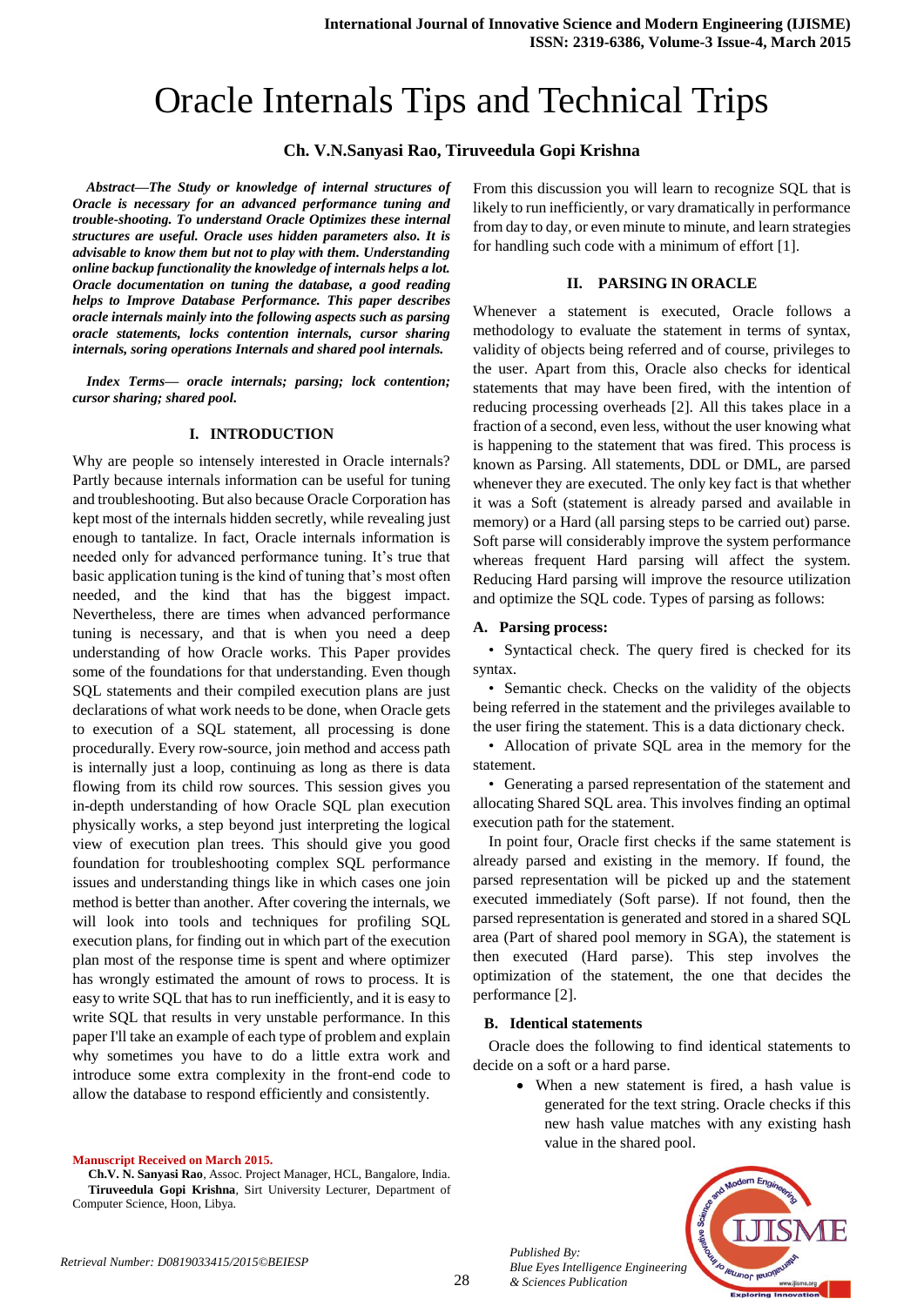# Oracle Internals Tips and Technical Trips

**Ch. V.N.Sanyasi Rao, Tiruveedula Gopi Krishna**

***Abstract—The Study or knowledge of internal structures of Oracle is necessary for an advanced performance tuning and trouble-shooting. To understand Oracle Optimizes these internal structures are useful. Oracle uses hidden parameters also. It is advisable to know them but not to play with them. Understanding online backup functionality the knowledge of internals helps a lot. Oracle documentation on tuning the database, a good reading helps to Improve Database Performance. This paper describes oracle internals mainly into the following aspects such as parsing oracle statements, locks contention internals, cursor sharing internals, soring operations Internals and shared pool internals.***

***Index Terms— oracle internals; parsing; lock contention; cursor sharing; shared pool.***

## I. INTRODUCTION

Why are people so intensely interested in Oracle internals? Partly because internals information can be useful for tuning and troubleshooting. But also because Oracle Corporation has kept most of the internals hidden secretly, while revealing just enough to tantalize. In fact, Oracle internals information is needed only for advanced performance tuning. It's true that basic application tuning is the kind of tuning that's most often needed, and the kind that has the biggest impact. Nevertheless, there are times when advanced performance tuning is necessary, and that is when you need a deep understanding of how Oracle works. This Paper provides some of the foundations for that understanding. Even though SQL statements and their compiled execution plans are just declarations of what work needs to be done, when Oracle gets to execution of a SQL statement, all processing is done procedurally. Every row-source, join method and access path is internally just a loop, continuing as long as there is data flowing from its child row sources. This session gives you in-depth understanding of how Oracle SQL plan execution physically works, a step beyond just interpreting the logical view of execution plan trees. This should give you good foundation for troubleshooting complex SQL performance issues and understanding things like in which cases one join method is better than another. After covering the internals, we will look into tools and techniques for profiling SQL execution plans, for finding out in which part of the execution plan most of the response time is spent and where optimizer has wrongly estimated the amount of rows to process. It is easy to write SQL that has to run inefficiently, and it is easy to write SQL that results in very unstable performance. In this paper I'll take an example of each type of problem and explain why sometimes you have to do a little extra work and introduce some extra complexity in the front-end code to allow the database to respond efficiently and consistently.

From this discussion you will learn to recognize SQL that is likely to run inefficiently, or vary dramatically in performance from day to day, or even minute to minute, and learn strategies for handling such code with a minimum of effort [1].

## II. PARSING IN ORACLE

Whenever a statement is executed, Oracle follows a methodology to evaluate the statement in terms of syntax, validity of objects being referred and of course, privileges to the user. Apart from this, Oracle also checks for identical statements that may have been fired, with the intention of reducing processing overheads [2]. All this takes place in a fraction of a second, even less, without the user knowing what is happening to the statement that was fired. This process is known as Parsing. All statements, DDL or DML, are parsed whenever they are executed. The only key fact is that whether it was a Soft (statement is already parsed and available in memory) or a Hard (all parsing steps to be carried out) parse. Soft parse will considerably improve the system performance whereas frequent Hard parsing will affect the system. Reducing Hard parsing will improve the resource utilization and optimize the SQL code. Types of parsing as follows:

### A. Parsing process:

- Syntactical check. The query fired is checked for its syntax.
- Semantic check. Checks on the validity of the objects being referred in the statement and the privileges available to the user firing the statement. This is a data dictionary check.
- Allocation of private SQL area in the memory for the statement.
- Generating a parsed representation of the statement and allocating Shared SQL area. This involves finding an optimal execution path for the statement.

In point four, Oracle first checks if the same statement is already parsed and existing in the memory. If found, the parsed representation will be picked up and the statement executed immediately (Soft parse). If not found, then the parsed representation is generated and stored in a shared SQL area (Part of shared pool memory in SGA), the statement is then executed (Hard parse). This step involves the optimization of the statement, the one that decides the performance [2].

### B. Identical statements

Oracle does the following to find identical statements to decide on a soft or a hard parse.

- When a new statement is fired, a hash value is generated for the text string. Oracle checks if this new hash value matches with any existing hash value in the shared pool.

**Manuscript Received on March 2015.**

**Ch.V. N. Sanyasi Rao**, Assoc. Project Manager, HCL, Bangalore, India.

**Tiruveedula Gopi Krishna**, Sirt University Lecturer, Department of Computer Science, Hoon, Libya.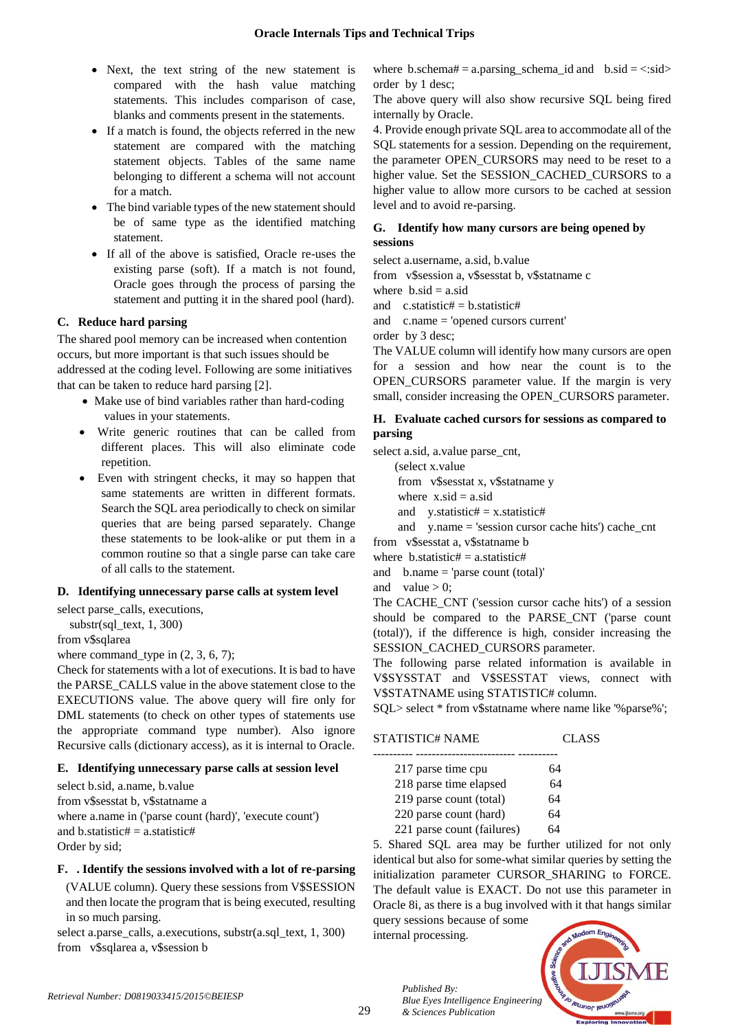- Next, the text string of the new statement is compared with the hash value matching statements. This includes comparison of case, blanks and comments present in the statements.
- If a match is found, the objects referred in the new statement are compared with the matching statement objects. Tables of the same name belonging to different a schema will not account for a match.
- The bind variable types of the new statement should be of same type as the identified matching statement.
- If all of the above is satisfied, Oracle re-uses the existing parse (soft). If a match is not found, Oracle goes through the process of parsing the statement and putting it in the shared pool (hard).

### C. Reduce hard parsing

The shared pool memory can be increased when contention occurs, but more important is that such issues should be addressed at the coding level. Following are some initiatives that can be taken to reduce hard parsing [2].

- Make use of bind variables rather than hard-coding values in your statements.
- Write generic routines that can be called from different places. This will also eliminate code repetition.
- Even with stringent checks, it may so happen that same statements are written in different formats. Search the SQL area periodically to check on similar queries that are being parsed separately. Change these statements to be look-alike or put them in a common routine so that a single parse can take care of all calls to the statement.

### D. Identifying unnecessary parse calls at system level

```
select parse_calls, executions,
  substr(sql_text, 1, 300)
from v$sqlarea
where command_type in (2, 3, 6, 7);
```

Check for statements with a lot of executions. It is bad to have the PARSE_CALLS value in the above statement close to the EXECUTIONS value. The above query will fire only for DML statements (to check on other types of statements use the appropriate command type number). Also ignore Recursive calls (dictionary access), as it is internal to Oracle.

### E. Identifying unnecessary parse calls at session level

```
select b.sid, a.name, b.value
from v$sesstat b, v$statname a
where a.name in ('parse count (hard)', 'execute count')
and b.statistic# = a.statistic#
Order by sid;
```

### F. . Identify the sessions involved with a lot of re-parsing

(VALUE column). Query these sessions from V$SESSION and then locate the program that is being executed, resulting in so much parsing.

```
select a.parse_calls, a.executions, substr(a.sql_text, 1, 300)
from  v$sqlarea a, v$session b
where b.schema# = a.parsing_schema_id and  b.sid = <:sid>
order by 1 desc;
```

The above query will also show recursive SQL being fired internally by Oracle.

4. Provide enough private SQL area to accommodate all of the SQL statements for a session. Depending on the requirement, the parameter OPEN_CURSORS may need to be reset to a higher value. Set the SESSION_CACHED_CURSORS to a higher value to allow more cursors to be cached at session level and to avoid re-parsing.

### G. Identify how many cursors are being opened by sessions

```
select a.username, a.sid, b.value
from  v$session a, v$sesstat b, v$statname c
where  b.sid = a.sid
and   c.statistic# = b.statistic#
and   c.name = 'opened cursors current'
order by 3 desc;
```

The VALUE column will identify how many cursors are open for a session and how near the count is to the OPEN_CURSORS parameter value. If the margin is very small, consider increasing the OPEN_CURSORS parameter.

### H. Evaluate cached cursors for sessions as compared to parsing

```
select a.sid, a.value parse_cnt,
    (select x.value
     from  v$sesstat x, v$statname y
     where  x.sid = a.sid
     and   y.statistic# = x.statistic#
     and   y.name = 'session cursor cache hits') cache_cnt
from  v$sesstat a, v$statname b
where  b.statistic# = a.statistic#
and   b.name = 'parse count (total)'
and   value > 0;
```

The CACHE_CNT ('session cursor cache hits') of a session should be compared to the PARSE_CNT ('parse count (total)'), if the difference is high, consider increasing the SESSION_CACHED_CURSORS parameter.

The following parse related information is available in V$SYSSTAT and V$SESSTAT views, connect with V$STATNAME using STATISTIC# column.

```
SQL> select * from v$statname where name like '%parse%';

STATISTIC# NAME                    CLASS
---------- ------------------------ ----------
       217 parse time cpu              64
       218 parse time elapsed          64
       219 parse count (total)         64
       220 parse count (hard)          64
       221 parse count (failures)      64
```

5. Shared SQL area may be further utilized for not only identical but also for some-what similar queries by setting the initialization parameter CURSOR_SHARING to FORCE. The default value is EXACT. Do not use this parameter in Oracle 8i, as there is a bug involved with it that hangs similar query sessions because of some internal processing.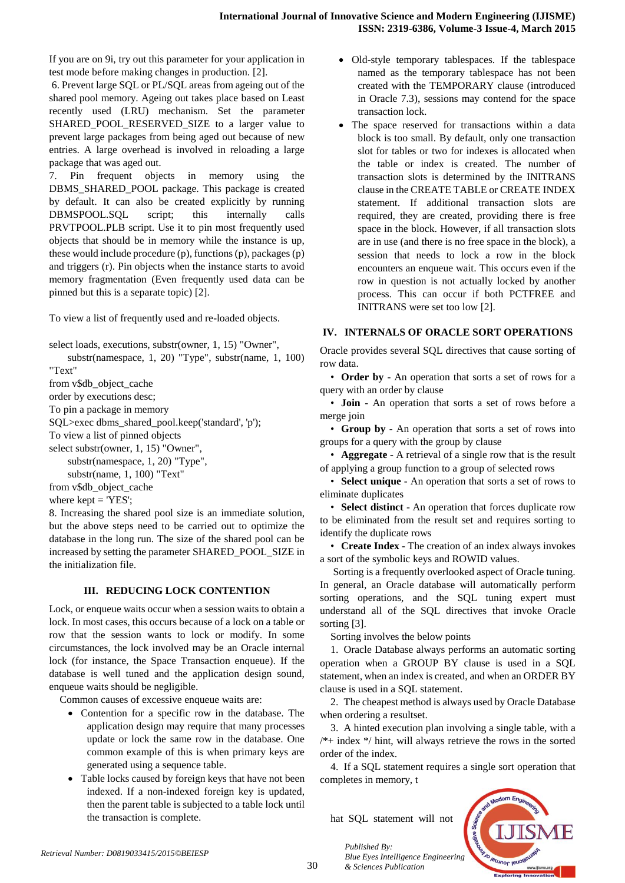If you are on 9i, try out this parameter for your application in test mode before making changes in production. [2].

6. Prevent large SQL or PL/SQL areas from ageing out of the shared pool memory. Ageing out takes place based on Least recently used (LRU) mechanism. Set the parameter SHARED_POOL_RESERVED_SIZE to a larger value to prevent large packages from being aged out because of new entries. A large overhead is involved in reloading a large package that was aged out.

7. Pin frequent objects in memory using the DBMS_SHARED_POOL package. This package is created by default. It can also be created explicitly by running DBMSPOOL.SQL script; this internally calls PRVTPOOL.PLB script. Use it to pin most frequently used objects that should be in memory while the instance is up, these would include procedure (p), functions (p), packages (p) and triggers (r). Pin objects when the instance starts to avoid memory fragmentation (Even frequently used data can be pinned but this is a separate topic) [2].

To view a list of frequently used and re-loaded objects.

```
select loads, executions, substr(owner, 1, 15) "Owner",
    substr(namespace, 1, 20) "Type", substr(name, 1, 100) "Text"
from v$db_object_cache
order by executions desc;
```

To pin a package in memory

```
SQL>exec dbms_shared_pool.keep('standard', 'p');
```

To view a list of pinned objects

```
select substr(owner, 1, 15) "Owner",
    substr(namespace, 1, 20) "Type",
    substr(name, 1, 100) "Text"
from v$db_object_cache
where kept = 'YES';
```

8. Increasing the shared pool size is an immediate solution, but the above steps need to be carried out to optimize the database in the long run. The size of the shared pool can be increased by setting the parameter SHARED_POOL_SIZE in the initialization file.

## III. REDUCING LOCK CONTENTION

Lock, or enqueue waits occur when a session waits to obtain a lock. In most cases, this occurs because of a lock on a table or row that the session wants to lock or modify. In some circumstances, the lock involved may be an Oracle internal lock (for instance, the Space Transaction enqueue). If the database is well tuned and the application design sound, enqueue waits should be negligible.

Common causes of excessive enqueue waits are:

- Contention for a specific row in the database. The application design may require that many processes update or lock the same row in the database. One common example of this is when primary keys are generated using a sequence table.
- Table locks caused by foreign keys that have not been indexed. If a non-indexed foreign key is updated, then the parent table is subjected to a table lock until the transaction is complete.
- Old-style temporary tablespaces. If the tablespace named as the temporary tablespace has not been created with the TEMPORARY clause (introduced in Oracle 7.3), sessions may contend for the space transaction lock.
- The space reserved for transactions within a data block is too small. By default, only one transaction slot for tables or two for indexes is allocated when the table or index is created. The number of transaction slots is determined by the INITRANS clause in the CREATE TABLE or CREATE INDEX statement. If additional transaction slots are required, they are created, providing there is free space in the block. However, if all transaction slots are in use (and there is no free space in the block), a session that needs to lock a row in the block encounters an enqueue wait. This occurs even if the row in question is not actually locked by another process. This can occur if both PCTFREE and INITRANS were set too low [2].

## IV. INTERNALS OF ORACLE SORT OPERATIONS

Oracle provides several SQL directives that cause sorting of row data.

- **Order by** - An operation that sorts a set of rows for a query with an order by clause
- **Join** - An operation that sorts a set of rows before a merge join
- **Group by** - An operation that sorts a set of rows into groups for a query with the group by clause
- **Aggregate** - A retrieval of a single row that is the result of applying a group function to a group of selected rows
- **Select unique** - An operation that sorts a set of rows to eliminate duplicates
- **Select distinct** - An operation that forces duplicate row to be eliminated from the result set and requires sorting to identify the duplicate rows
- **Create Index** - The creation of an index always invokes a sort of the symbolic keys and ROWID values.

Sorting is a frequently overlooked aspect of Oracle tuning. In general, an Oracle database will automatically perform sorting operations, and the SQL tuning expert must understand all of the SQL directives that invoke Oracle sorting [3].

Sorting involves the below points

1. Oracle Database always performs an automatic sorting operation when a GROUP BY clause is used in a SQL statement, when an index is created, and when an ORDER BY clause is used in a SQL statement.
2. The cheapest method is always used by Oracle Database when ordering a resultset.
3. A hinted execution plan involving a single table, with a /*+ index */ hint, will always retrieve the rows in the sorted order of the index.
4. If a SQL statement requires a single sort operation that completes in memory, that SQL statement will not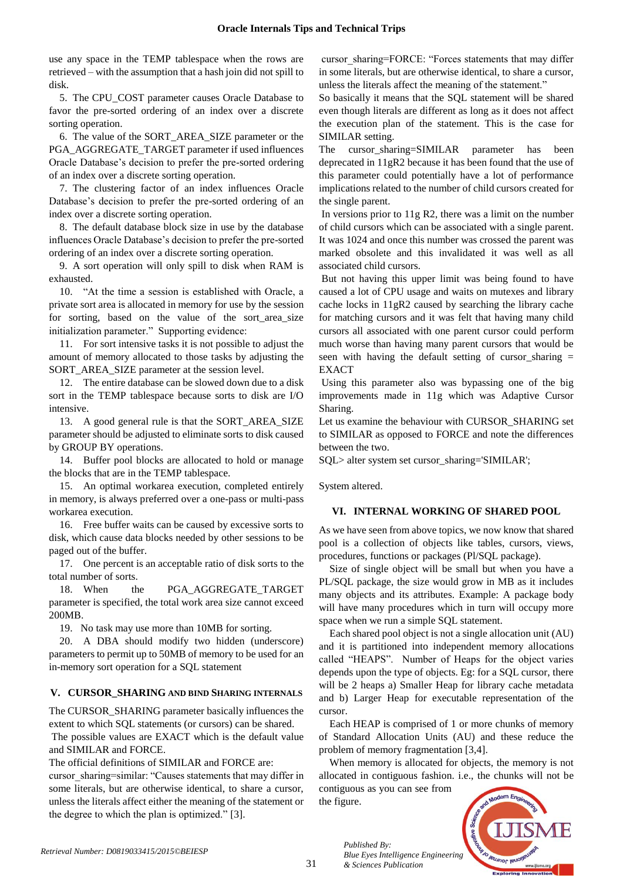use any space in the TEMP tablespace when the rows are retrieved – with the assumption that a hash join did not spill to disk.

5. The CPU_COST parameter causes Oracle Database to favor the pre-sorted ordering of an index over a discrete sorting operation.

6. The value of the SORT_AREA_SIZE parameter or the PGA_AGGREGATE_TARGET parameter if used influences Oracle Database's decision to prefer the pre-sorted ordering of an index over a discrete sorting operation.

7. The clustering factor of an index influences Oracle Database's decision to prefer the pre-sorted ordering of an index over a discrete sorting operation.

8. The default database block size in use by the database influences Oracle Database's decision to prefer the pre-sorted ordering of an index over a discrete sorting operation.

9. A sort operation will only spill to disk when RAM is exhausted.

10. "At the time a session is established with Oracle, a private sort area is allocated in memory for use by the session for sorting, based on the value of the sort_area_size initialization parameter." Supporting evidence:

11. For sort intensive tasks it is not possible to adjust the amount of memory allocated to those tasks by adjusting the SORT_AREA_SIZE parameter at the session level.

12. The entire database can be slowed down due to a disk sort in the TEMP tablespace because sorts to disk are I/O intensive.

13. A good general rule is that the SORT_AREA_SIZE parameter should be adjusted to eliminate sorts to disk caused by GROUP BY operations.

14. Buffer pool blocks are allocated to hold or manage the blocks that are in the TEMP tablespace.

15. An optimal workarea execution, completed entirely in memory, is always preferred over a one-pass or multi-pass workarea execution.

16. Free buffer waits can be caused by excessive sorts to disk, which cause data blocks needed by other sessions to be paged out of the buffer.

17. One percent is an acceptable ratio of disk sorts to the total number of sorts.

18. When the PGA_AGGREGATE_TARGET parameter is specified, the total work area size cannot exceed 200MB.

19. No task may use more than 10MB for sorting.

20. A DBA should modify two hidden (underscore) parameters to permit up to 50MB of memory to be used for an in-memory sort operation for a SQL statement

## V. CURSOR_SHARING AND BIND SHARING INTERNALS

The CURSOR_SHARING parameter basically influences the extent to which SQL statements (or cursors) can be shared.

The possible values are EXACT which is the default value and SIMILAR and FORCE.

The official definitions of SIMILAR and FORCE are:

cursor_sharing=similar: "Causes statements that may differ in some literals, but are otherwise identical, to share a cursor, unless the literals affect either the meaning of the statement or the degree to which the plan is optimized." [3].

cursor_sharing=FORCE: "Forces statements that may differ in some literals, but are otherwise identical, to share a cursor, unless the literals affect the meaning of the statement."

So basically it means that the SQL statement will be shared even though literals are different as long as it does not affect the execution plan of the statement. This is the case for SIMILAR setting.

The cursor_sharing=SIMILAR parameter has been deprecated in 11gR2 because it has been found that the use of this parameter could potentially have a lot of performance implications related to the number of child cursors created for the single parent.

In versions prior to 11g R2, there was a limit on the number of child cursors which can be associated with a single parent. It was 1024 and once this number was crossed the parent was marked obsolete and this invalidated it was well as all associated child cursors.

But not having this upper limit was being found to have caused a lot of CPU usage and waits on mutexes and library cache locks in 11gR2 caused by searching the library cache for matching cursors and it was felt that having many child cursors all associated with one parent cursor could perform much worse than having many parent cursors that would be seen with having the default setting of cursor_sharing = EXACT

Using this parameter also was bypassing one of the big improvements made in 11g which was Adaptive Cursor Sharing.

Let us examine the behaviour with CURSOR_SHARING set to SIMILAR as opposed to FORCE and note the differences between the two.

```
SQL> alter system set cursor_sharing='SIMILAR';

System altered.
```

## VI. INTERNAL WORKING OF SHARED POOL

As we have seen from above topics, we now know that shared pool is a collection of objects like tables, cursors, views, procedures, functions or packages (Pl/SQL package).

Size of single object will be small but when you have a PL/SQL package, the size would grow in MB as it includes many objects and its attributes. Example: A package body will have many procedures which in turn will occupy more space when we run a simple SQL statement.

Each shared pool object is not a single allocation unit (AU) and it is partitioned into independent memory allocations called "HEAPS". Number of Heaps for the object varies depends upon the type of objects. Eg: for a SQL cursor, there will be 2 heaps a) Smaller Heap for library cache metadata and b) Larger Heap for executable representation of the cursor.

Each HEAP is comprised of 1 or more chunks of memory of Standard Allocation Units (AU) and these reduce the problem of memory fragmentation [3,4].

When memory is allocated for objects, the memory is not allocated in contiguous fashion. i.e., the chunks will not be contiguous as you can see from the figure.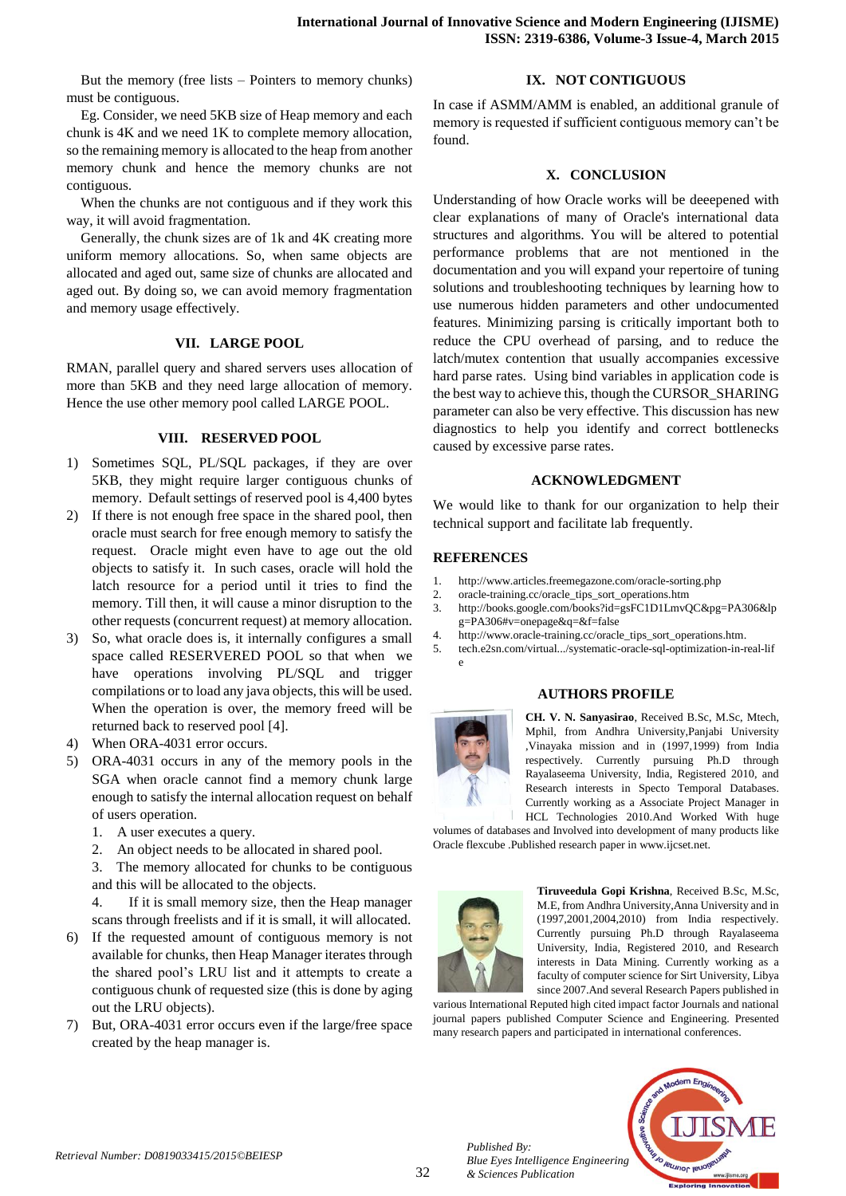But the memory (free lists – Pointers to memory chunks) must be contiguous.

Eg. Consider, we need 5KB size of Heap memory and each chunk is 4K and we need 1K to complete memory allocation, so the remaining memory is allocated to the heap from another memory chunk and hence the memory chunks are not contiguous.

When the chunks are not contiguous and if they work this way, it will avoid fragmentation.

Generally, the chunk sizes are of 1k and 4K creating more uniform memory allocations. So, when same objects are allocated and aged out, same size of chunks are allocated and aged out. By doing so, we can avoid memory fragmentation and memory usage effectively.

## VII. LARGE POOL

RMAN, parallel query and shared servers uses allocation of more than 5KB and they need large allocation of memory. Hence the use other memory pool called LARGE POOL.

## VIII. RESERVED POOL

1) Sometimes SQL, PL/SQL packages, if they are over 5KB, they might require larger contiguous chunks of memory. Default settings of reserved pool is 4,400 bytes
2) If there is not enough free space in the shared pool, then oracle must search for free enough memory to satisfy the request. Oracle might even have to age out the old objects to satisfy it. In such cases, oracle will hold the latch resource for a period until it tries to find the memory. Till then, it will cause a minor disruption to the other requests (concurrent request) at memory allocation.
3) So, what oracle does is, it internally configures a small space called RESERVERED POOL so that when we have operations involving PL/SQL and trigger compilations or to load any java objects, this will be used. When the operation is over, the memory freed will be returned back to reserved pool [4].
4) When ORA-4031 error occurs.
5) ORA-4031 occurs in any of the memory pools in the SGA when oracle cannot find a memory chunk large enough to satisfy the internal allocation request on behalf of users operation.
   1. A user executes a query.
   2. An object needs to be allocated in shared pool.
   3. The memory allocated for chunks to be contiguous and this will be allocated to the objects.
   4. If it is small memory size, then the Heap manager scans through freelists and if it is small, it will allocated.
6) If the requested amount of contiguous memory is not available for chunks, then Heap Manager iterates through the shared pool's LRU list and it attempts to create a contiguous chunk of requested size (this is done by aging out the LRU objects).
7) But, ORA-4031 error occurs even if the large/free space created by the heap manager is.

## IX. NOT CONTIGUOUS

In case if ASMM/AMM is enabled, an additional granule of memory is requested if sufficient contiguous memory can't be found.

## X. CONCLUSION

Understanding of how Oracle works will be deeepened with clear explanations of many of Oracle's international data structures and algorithms. You will be altered to potential performance problems that are not mentioned in the documentation and you will expand your repertoire of tuning solutions and troubleshooting techniques by learning how to use numerous hidden parameters and other undocumented features. Minimizing parsing is critically important both to reduce the CPU overhead of parsing, and to reduce the latch/mutex contention that usually accompanies excessive hard parse rates. Using bind variables in application code is the best way to achieve this, though the CURSOR_SHARING parameter can also be very effective. This discussion has new diagnostics to help you identify and correct bottlenecks caused by excessive parse rates.

## ACKNOWLEDGMENT

We would like to thank for our organization to help their technical support and facilitate lab frequently.

## REFERENCES

1. http://www.articles.freemegazone.com/oracle-sorting.php
2. oracle-training.cc/oracle_tips_sort_operations.htm
3. http://books.google.com/books?id=gsFC1D1LmvQC&pg=PA306&lpg=PA306#v=onepage&q=&f=false
4. http://www.oracle-training.cc/oracle_tips_sort_operations.htm.
5. tech.e2sn.com/virtual.../systematic-oracle-sql-optimization-in-real-life

## AUTHORS PROFILE

**CH. V. N. Sanyasirao**, Received B.Sc, M.Sc, Mtech, Mphil, from Andhra University,Panjabi University ,Vinayaka mission and in (1997,1999) from India respectively. Currently pursuing Ph.D through Rayalaseema University, India, Registered 2010, and Research interests in Specto Temporal Databases. Currently working as a Associate Project Manager in HCL Technologies 2010.And Worked With huge volumes of databases and Involved into development of many products like Oracle flexcube .Published research paper in www.ijcset.net.

**Tiruveedula Gopi Krishna**, Received B.Sc, M.Sc, M.E, from Andhra University,Anna University and in (1997,2001,2004,2010) from India respectively. Currently pursuing Ph.D through Rayalaseema University, India, Registered 2010, and Research interests in Data Mining. Currently working as a faculty of computer science for Sirt University, Libya since 2007.And several Research Papers published in various International Reputed high cited impact factor Journals and national journal papers published Computer Science and Engineering. Presented many research papers and participated in international conferences.